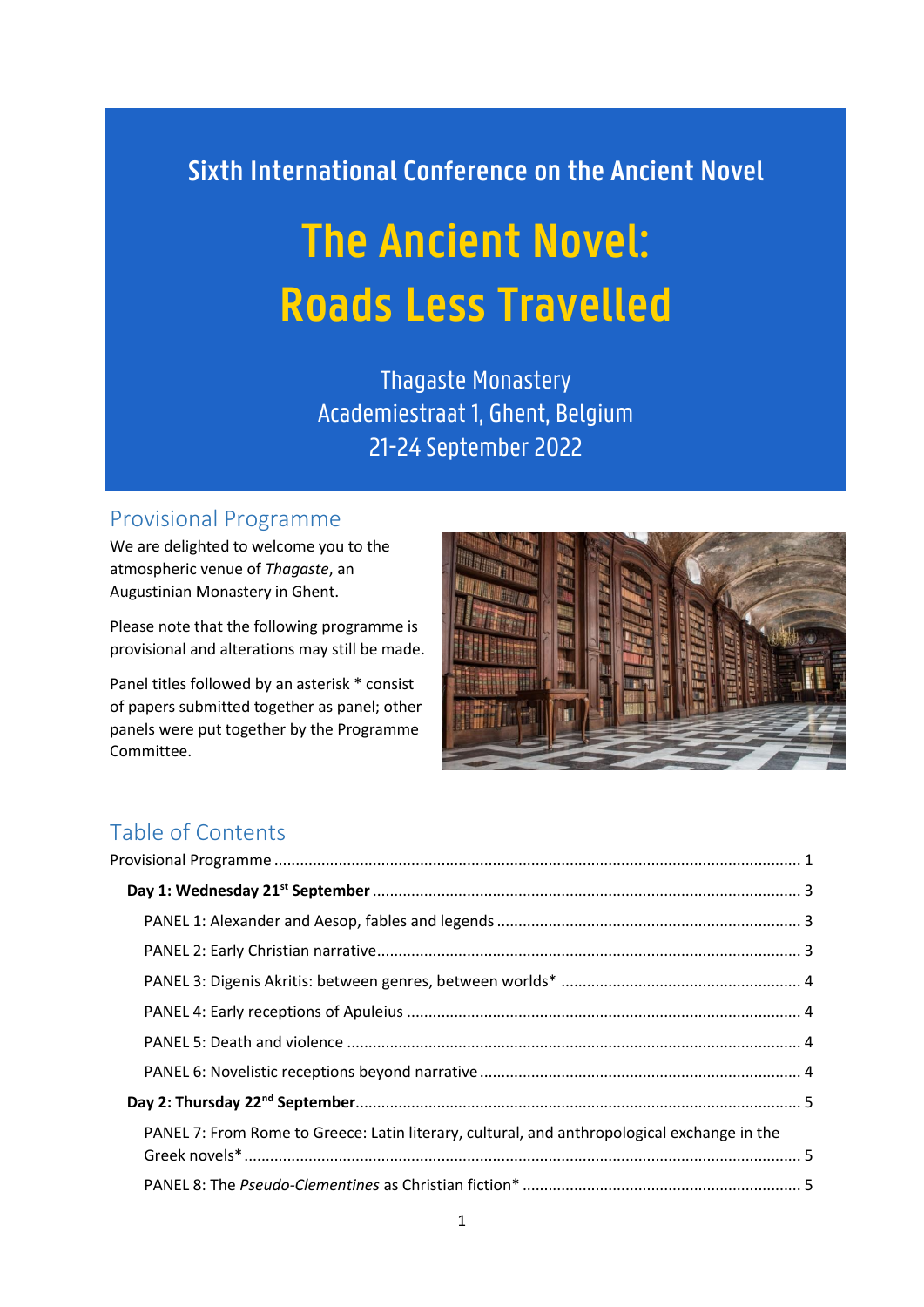Sixth International Conference on the Ancient Novel

# The Ancient Novel: Roads Less Travelled

Thagaste Monastery
Academiestraat 1, Ghent, Belgium
21-24 September 2022

## Provisional Programme

We are delighted to welcome you to the atmospheric venue of *Thagaste*, an Augustinian Monastery in Ghent.

Please note that the following programme is provisional and alterations may still be made.

Panel titles followed by an asterisk * consist of papers submitted together as panel; other panels were put together by the Programme Committee.

## Table of Contents

Provisional Programme ........ 1

- **Day 1: Wednesday 21st September** ........ 3
  - PANEL 1: Alexander and Aesop, fables and legends ........ 3
  - PANEL 2: Early Christian narrative ........ 3
  - PANEL 3: Digenis Akritis: between genres, between worlds* ........ 4
  - PANEL 4: Early receptions of Apuleius ........ 4
  - PANEL 5: Death and violence ........ 4
  - PANEL 6: Novelistic receptions beyond narrative ........ 4
- **Day 2: Thursday 22nd September** ........ 5
  - PANEL 7: From Rome to Greece: Latin literary, cultural, and anthropological exchange in the Greek novels* ........ 5
  - PANEL 8: The *Pseudo-Clementines* as Christian fiction* ........ 5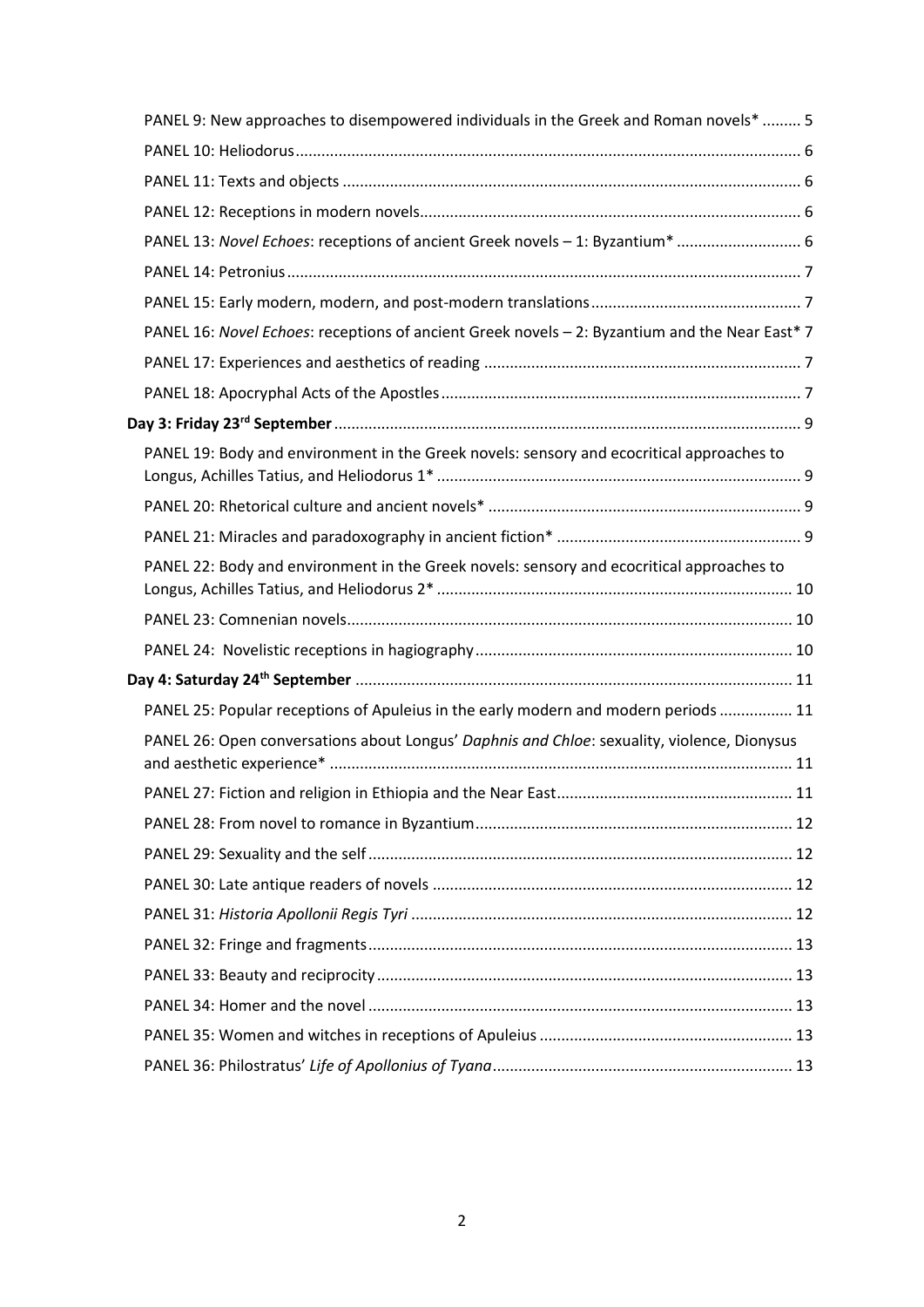- PANEL 9: New approaches to disempowered individuals in the Greek and Roman novels* ......... 5
- PANEL 10: Heliodorus ......... 6
- PANEL 11: Texts and objects ......... 6
- PANEL 12: Receptions in modern novels ......... 6
- PANEL 13: *Novel Echoes*: receptions of ancient Greek novels – 1: Byzantium* ......... 6
- PANEL 14: Petronius ......... 7
- PANEL 15: Early modern, modern, and post-modern translations ......... 7
- PANEL 16: *Novel Echoes*: receptions of ancient Greek novels – 2: Byzantium and the Near East* 7
- PANEL 17: Experiences and aesthetics of reading ......... 7
- PANEL 18: Apocryphal Acts of the Apostles ......... 7

**Day 3: Friday 23rd September** ......... 9

- PANEL 19: Body and environment in the Greek novels: sensory and ecocritical approaches to Longus, Achilles Tatius, and Heliodorus 1* ......... 9
- PANEL 20: Rhetorical culture and ancient novels* ......... 9
- PANEL 21: Miracles and paradoxography in ancient fiction* ......... 9
- PANEL 22: Body and environment in the Greek novels: sensory and ecocritical approaches to Longus, Achilles Tatius, and Heliodorus 2* ......... 10
- PANEL 23: Comnenian novels ......... 10
- PANEL 24: Novelistic receptions in hagiography ......... 10

**Day 4: Saturday 24th September** ......... 11

- PANEL 25: Popular receptions of Apuleius in the early modern and modern periods ......... 11
- PANEL 26: Open conversations about Longus' *Daphnis and Chloe*: sexuality, violence, Dionysus and aesthetic experience* ......... 11
- PANEL 27: Fiction and religion in Ethiopia and the Near East ......... 11
- PANEL 28: From novel to romance in Byzantium ......... 12
- PANEL 29: Sexuality and the self ......... 12
- PANEL 30: Late antique readers of novels ......... 12
- PANEL 31: *Historia Apollonii Regis Tyri* ......... 12
- PANEL 32: Fringe and fragments ......... 13
- PANEL 33: Beauty and reciprocity ......... 13
- PANEL 34: Homer and the novel ......... 13
- PANEL 35: Women and witches in receptions of Apuleius ......... 13
- PANEL 36: Philostratus' *Life of Apollonius of Tyana* ......... 13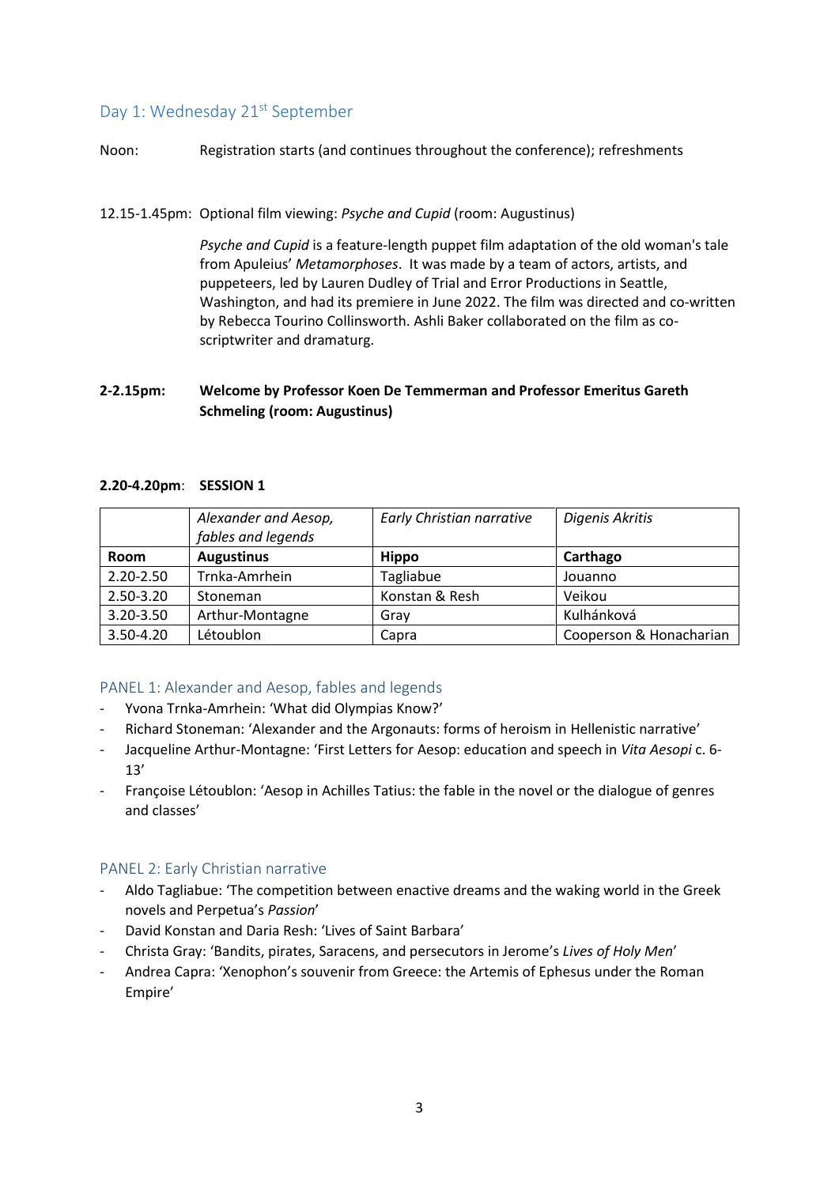## Day 1: Wednesday 21st September

Noon: Registration starts (and continues throughout the conference); refreshments

12.15-1.45pm: Optional film viewing: *Psyche and Cupid* (room: Augustinus)

*Psyche and Cupid* is a feature-length puppet film adaptation of the old woman's tale from Apuleius' *Metamorphoses*. It was made by a team of actors, artists, and puppeteers, led by Lauren Dudley of Trial and Error Productions in Seattle, Washington, and had its premiere in June 2022. The film was directed and co-written by Rebecca Tourino Collinsworth. Ashli Baker collaborated on the film as co-scriptwriter and dramaturg.

**2-2.15pm: Welcome by Professor Koen De Temmerman and Professor Emeritus Gareth Schmeling (room: Augustinus)**

**2.20-4.20pm**: **SESSION 1**

| | *Alexander and Aesop, fables and legends* | *Early Christian narrative* | *Digenis Akritis* |
|---|---|---|---|
| **Room** | **Augustinus** | **Hippo** | **Carthago** |
| 2.20-2.50 | Trnka-Amrhein | Tagliabue | Jouanno |
| 2.50-3.20 | Stoneman | Konstan & Resh | Veikou |
| 3.20-3.50 | Arthur-Montagne | Gray | Kulhánková |
| 3.50-4.20 | Létoublon | Capra | Cooperson & Honacharian |

### PANEL 1: Alexander and Aesop, fables and legends

- Yvona Trnka-Amrhein: 'What did Olympias Know?'
- Richard Stoneman: 'Alexander and the Argonauts: forms of heroism in Hellenistic narrative'
- Jacqueline Arthur-Montagne: 'First Letters for Aesop: education and speech in *Vita Aesopi* c. 6-13'
- Françoise Létoublon: 'Aesop in Achilles Tatius: the fable in the novel or the dialogue of genres and classes'

### PANEL 2: Early Christian narrative

- Aldo Tagliabue: 'The competition between enactive dreams and the waking world in the Greek novels and Perpetua's *Passion*'
- David Konstan and Daria Resh: 'Lives of Saint Barbara'
- Christa Gray: 'Bandits, pirates, Saracens, and persecutors in Jerome's *Lives of Holy Men*'
- Andrea Capra: 'Xenophon's souvenir from Greece: the Artemis of Ephesus under the Roman Empire'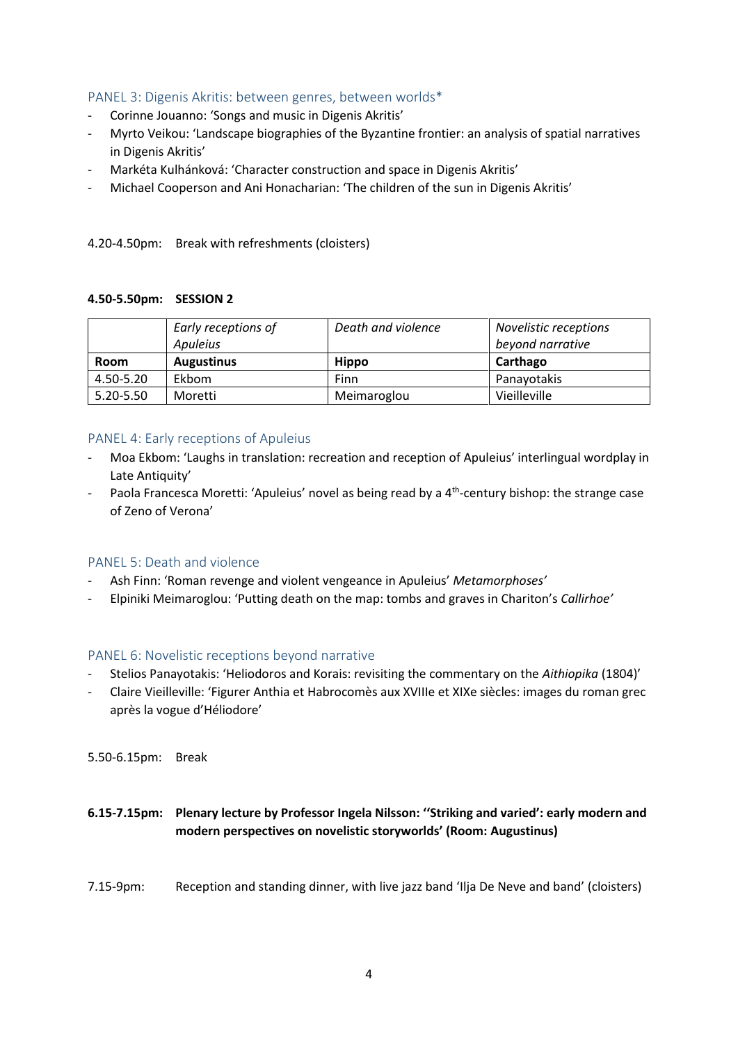### PANEL 3: Digenis Akritis: between genres, between worlds*

- Corinne Jouanno: 'Songs and music in Digenis Akritis'
- Myrto Veikou: 'Landscape biographies of the Byzantine frontier: an analysis of spatial narratives in Digenis Akritis'
- Markéta Kulhánková: 'Character construction and space in Digenis Akritis'
- Michael Cooperson and Ani Honacharian: 'The children of the sun in Digenis Akritis'

4.20-4.50pm: Break with refreshments (cloisters)

**4.50-5.50pm: SESSION 2**

| | *Early receptions of Apuleius* | *Death and violence* | *Novelistic receptions beyond narrative* |
|---|---|---|---|
| **Room** | **Augustinus** | **Hippo** | **Carthago** |
| 4.50-5.20 | Ekbom | Finn | Panayotakis |
| 5.20-5.50 | Moretti | Meimaroglou | Vieilleville |

### PANEL 4: Early receptions of Apuleius

- Moa Ekbom: 'Laughs in translation: recreation and reception of Apuleius' interlingual wordplay in Late Antiquity'
- Paola Francesca Moretti: 'Apuleius' novel as being read by a 4th-century bishop: the strange case of Zeno of Verona'

### PANEL 5: Death and violence

- Ash Finn: 'Roman revenge and violent vengeance in Apuleius' *Metamorphoses'*
- Elpiniki Meimaroglou: 'Putting death on the map: tombs and graves in Chariton's *Callirhoe'*

### PANEL 6: Novelistic receptions beyond narrative

- Stelios Panayotakis: 'Heliodoros and Korais: revisiting the commentary on the *Aithiopika* (1804)'
- Claire Vieilleville: 'Figurer Anthia et Habrocomès aux XVIIIe et XIXe siècles: images du roman grec après la vogue d'Héliodore'

5.50-6.15pm: Break

**6.15-7.15pm: Plenary lecture by Professor Ingela Nilsson: ''Striking and varied': early modern and modern perspectives on novelistic storyworlds' (Room: Augustinus)**

7.15-9pm: Reception and standing dinner, with live jazz band 'Ilja De Neve and band' (cloisters)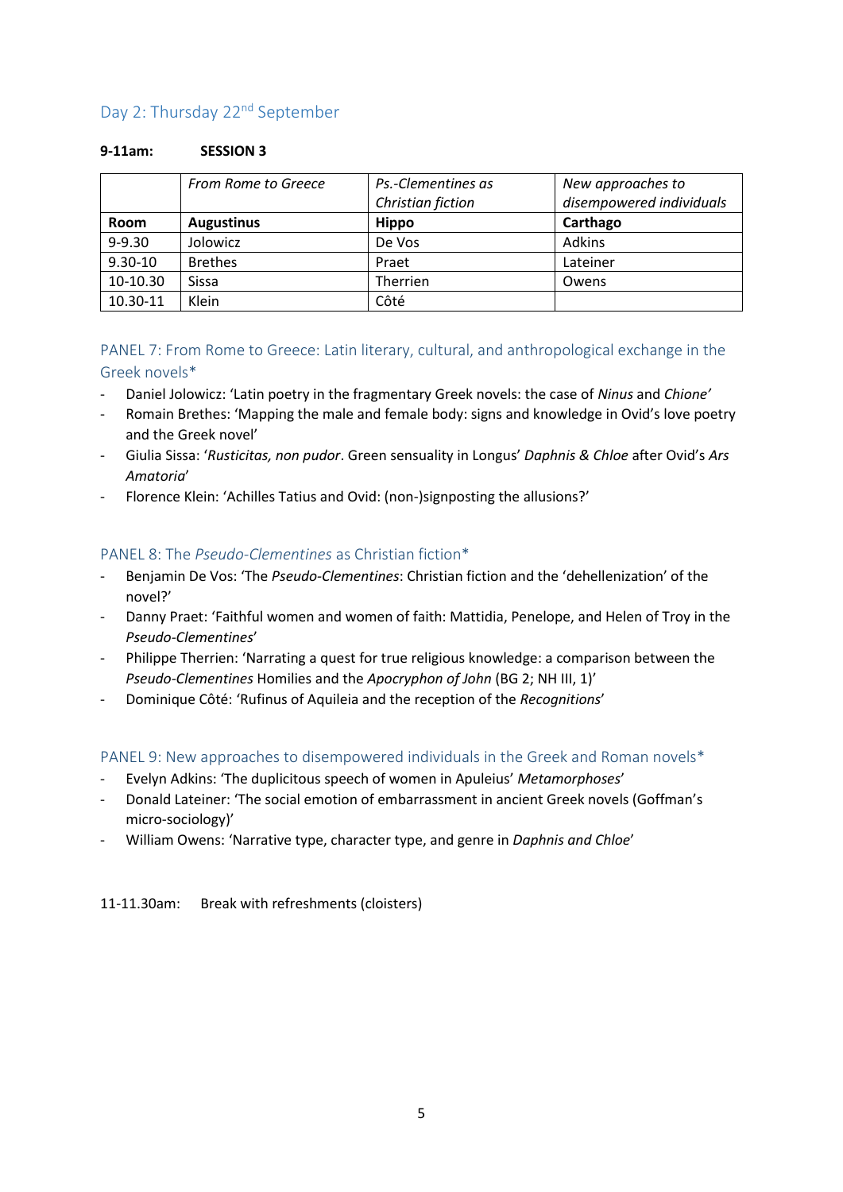## Day 2: Thursday 22nd September

**9-11am:** **SESSION 3**

| | *From Rome to Greece* | *Ps.-Clementines as Christian fiction* | *New approaches to disempowered individuals* |
|---|---|---|---|
| **Room** | **Augustinus** | **Hippo** | **Carthago** |
| 9-9.30 | Jolowicz | De Vos | Adkins |
| 9.30-10 | Brethes | Praet | Lateiner |
| 10-10.30 | Sissa | Therrien | Owens |
| 10.30-11 | Klein | Côté | |

### PANEL 7: From Rome to Greece: Latin literary, cultural, and anthropological exchange in the Greek novels*

- Daniel Jolowicz: 'Latin poetry in the fragmentary Greek novels: the case of *Ninus* and *Chione'*
- Romain Brethes: 'Mapping the male and female body: signs and knowledge in Ovid's love poetry and the Greek novel'
- Giulia Sissa: '*Rusticitas, non pudor*. Green sensuality in Longus' *Daphnis & Chloe* after Ovid's *Ars Amatoria*'
- Florence Klein: 'Achilles Tatius and Ovid: (non-)signposting the allusions?'

### PANEL 8: The *Pseudo-Clementines* as Christian fiction*

- Benjamin De Vos: 'The *Pseudo-Clementines*: Christian fiction and the 'dehellenization' of the novel?'
- Danny Praet: 'Faithful women and women of faith: Mattidia, Penelope, and Helen of Troy in the *Pseudo-Clementines*'
- Philippe Therrien: 'Narrating a quest for true religious knowledge: a comparison between the *Pseudo-Clementines* Homilies and the *Apocryphon of John* (BG 2; NH III, 1)'
- Dominique Côté: 'Rufinus of Aquileia and the reception of the *Recognitions*'

### PANEL 9: New approaches to disempowered individuals in the Greek and Roman novels*

- Evelyn Adkins: 'The duplicitous speech of women in Apuleius' *Metamorphoses*'
- Donald Lateiner: 'The social emotion of embarrassment in ancient Greek novels (Goffman's micro-sociology)'
- William Owens: 'Narrative type, character type, and genre in *Daphnis and Chloe*'

11-11.30am: Break with refreshments (cloisters)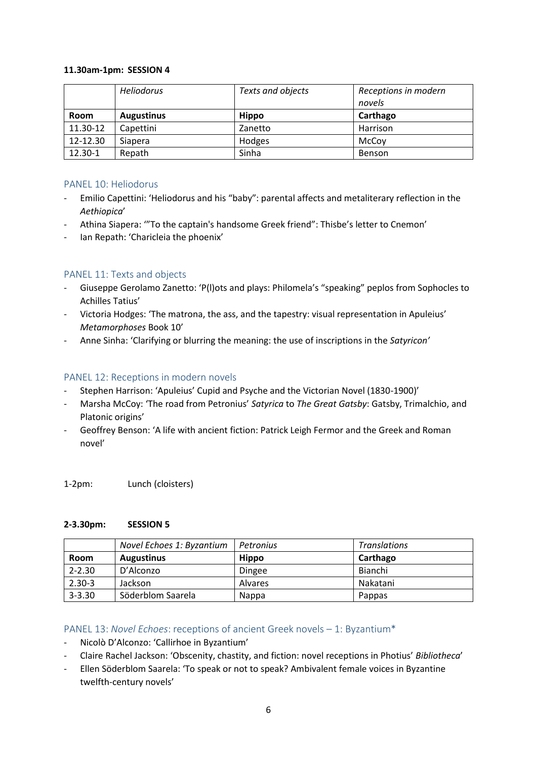**11.30am-1pm: SESSION 4**

| | *Heliodorus* | *Texts and objects* | *Receptions in modern novels* |
|---|---|---|---|
| **Room** | **Augustinus** | **Hippo** | **Carthago** |
| 11.30-12 | Capettini | Zanetto | Harrison |
| 12-12.30 | Siapera | Hodges | McCoy |
| 12.30-1 | Repath | Sinha | Benson |

## PANEL 10: Heliodorus

- Emilio Capettini: 'Heliodorus and his "baby": parental affects and metaliterary reflection in the *Aethiopica*'
- Athina Siapera: '"To the captain's handsome Greek friend": Thisbe's letter to Cnemon'
- Ian Repath: 'Charicleia the phoenix'

## PANEL 11: Texts and objects

- Giuseppe Gerolamo Zanetto: 'P(l)ots and plays: Philomela's "speaking" peplos from Sophocles to Achilles Tatius'
- Victoria Hodges: 'The matrona, the ass, and the tapestry: visual representation in Apuleius' *Metamorphoses* Book 10'
- Anne Sinha: 'Clarifying or blurring the meaning: the use of inscriptions in the *Satyricon'*

## PANEL 12: Receptions in modern novels

- Stephen Harrison: 'Apuleius' Cupid and Psyche and the Victorian Novel (1830-1900)'
- Marsha McCoy: 'The road from Petronius' *Satyrica* to *The Great Gatsby*: Gatsby, Trimalchio, and Platonic origins'
- Geoffrey Benson: 'A life with ancient fiction: Patrick Leigh Fermor and the Greek and Roman novel'

1-2pm: Lunch (cloisters)

**2-3.30pm: SESSION 5**

| | *Novel Echoes 1: Byzantium* | *Petronius* | *Translations* |
|---|---|---|---|
| **Room** | **Augustinus** | **Hippo** | **Carthago** |
| 2-2.30 | D'Alconzo | Dingee | Bianchi |
| 2.30-3 | Jackson | Alvares | Nakatani |
| 3-3.30 | Söderblom Saarela | Nappa | Pappas |

## PANEL 13: *Novel Echoes*: receptions of ancient Greek novels – 1: Byzantium*

- Nicolò D'Alconzo: 'Callirhoe in Byzantium'
- Claire Rachel Jackson: 'Obscenity, chastity, and fiction: novel receptions in Photius' *Bibliotheca*'
- Ellen Söderblom Saarela: 'To speak or not to speak? Ambivalent female voices in Byzantine twelfth-century novels'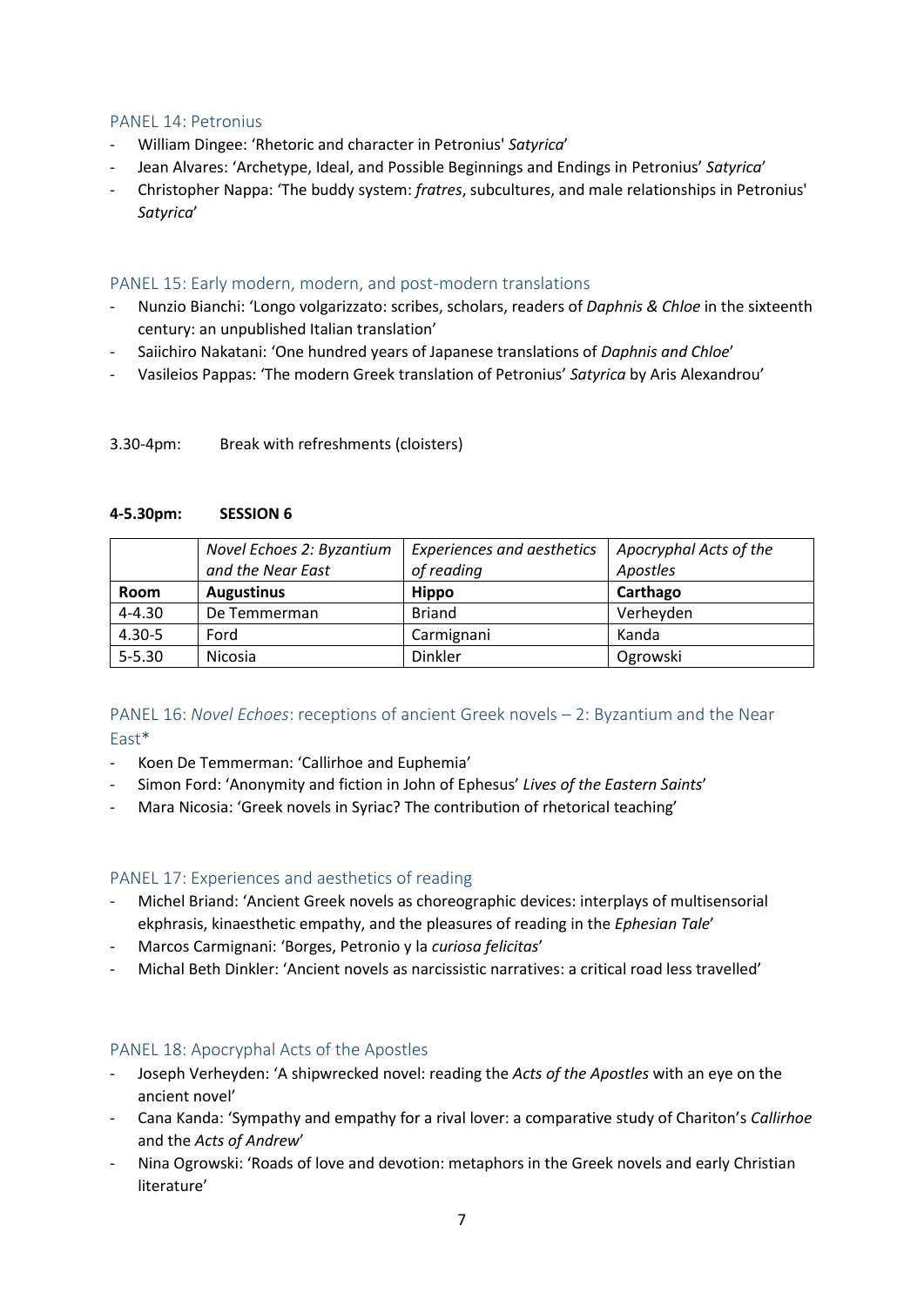## PANEL 14: Petronius

- William Dingee: ‘Rhetoric and character in Petronius' *Satyrica*’
- Jean Alvares: ‘Archetype, Ideal, and Possible Beginnings and Endings in Petronius’ *Satyrica*’
- Christopher Nappa: ‘The buddy system: *fratres*, subcultures, and male relationships in Petronius' *Satyrica*’

## PANEL 15: Early modern, modern, and post-modern translations

- Nunzio Bianchi: ‘Longo volgarizzato: scribes, scholars, readers of *Daphnis & Chloe* in the sixteenth century: an unpublished Italian translation’
- Saiichiro Nakatani: ‘One hundred years of Japanese translations of *Daphnis and Chloe*’
- Vasileios Pappas: ‘The modern Greek translation of Petronius’ *Satyrica* by Aris Alexandrou’

3.30-4pm: Break with refreshments (cloisters)

**4-5.30pm: SESSION 6**

| | *Novel Echoes 2: Byzantium and the Near East* | *Experiences and aesthetics of reading* | *Apocryphal Acts of the Apostles* |
|---|---|---|---|
| **Room** | **Augustinus** | **Hippo** | **Carthago** |
| 4-4.30 | De Temmerman | Briand | Verheyden |
| 4.30-5 | Ford | Carmignani | Kanda |
| 5-5.30 | Nicosia | Dinkler | Ogrowski |

## PANEL 16: *Novel Echoes*: receptions of ancient Greek novels – 2: Byzantium and the Near East*

- Koen De Temmerman: ‘Callirhoe and Euphemia’
- Simon Ford: ‘Anonymity and fiction in John of Ephesus’ *Lives of the Eastern Saints*’
- Mara Nicosia: ‘Greek novels in Syriac? The contribution of rhetorical teaching’

## PANEL 17: Experiences and aesthetics of reading

- Michel Briand: ‘Ancient Greek novels as choreographic devices: interplays of multisensorial ekphrasis, kinaesthetic empathy, and the pleasures of reading in the *Ephesian Tale*’
- Marcos Carmignani: ‘Borges, Petronio y la *curiosa felicitas*’
- Michal Beth Dinkler: ‘Ancient novels as narcissistic narratives: a critical road less travelled’

## PANEL 18: Apocryphal Acts of the Apostles

- Joseph Verheyden: ‘A shipwrecked novel: reading the *Acts of the Apostles* with an eye on the ancient novel’
- Cana Kanda: ‘Sympathy and empathy for a rival lover: a comparative study of Chariton’s *Callirhoe* and the *Acts of Andrew*’
- Nina Ogrowski: ‘Roads of love and devotion: metaphors in the Greek novels and early Christian literature’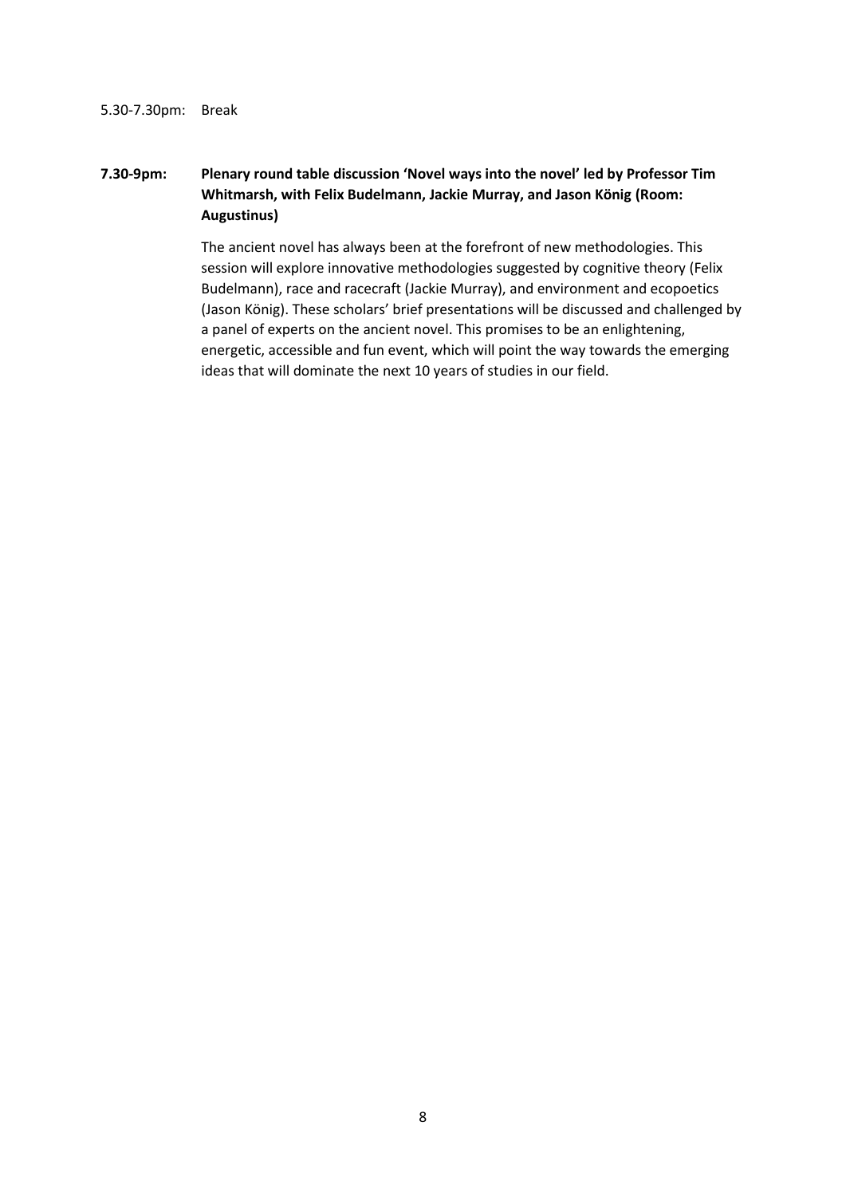5.30-7.30pm: Break

**7.30-9pm: Plenary round table discussion 'Novel ways into the novel' led by Professor Tim Whitmarsh, with Felix Budelmann, Jackie Murray, and Jason König (Room: Augustinus)**

The ancient novel has always been at the forefront of new methodologies. This session will explore innovative methodologies suggested by cognitive theory (Felix Budelmann), race and racecraft (Jackie Murray), and environment and ecopoetics (Jason König). These scholars' brief presentations will be discussed and challenged by a panel of experts on the ancient novel. This promises to be an enlightening, energetic, accessible and fun event, which will point the way towards the emerging ideas that will dominate the next 10 years of studies in our field.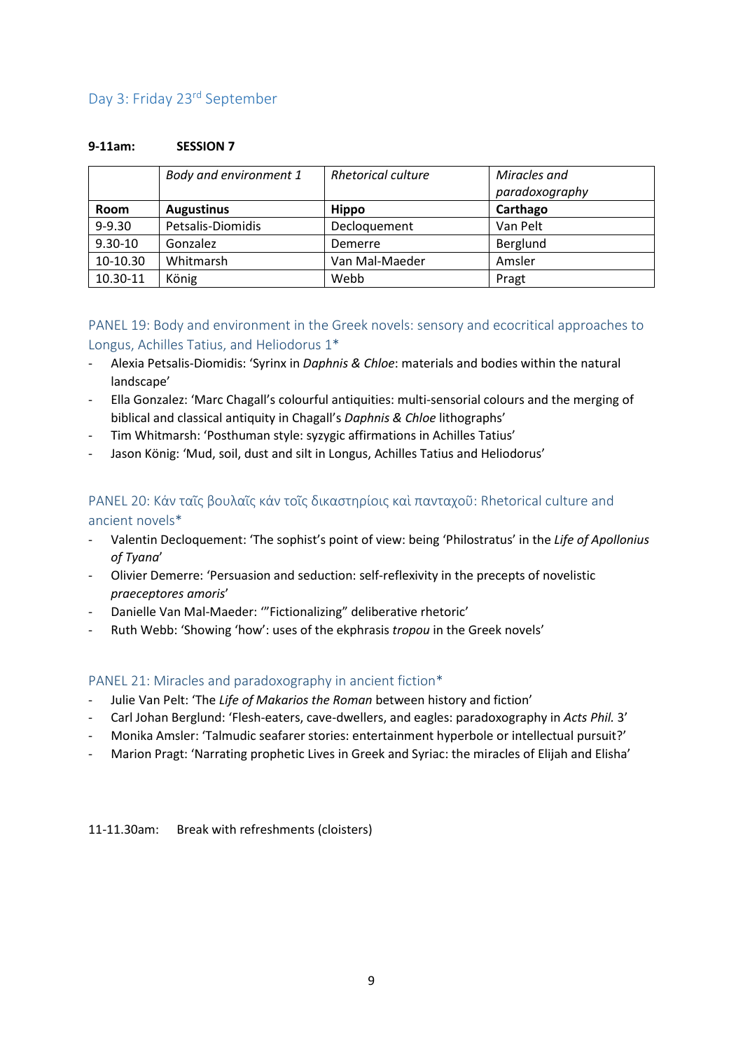## Day 3: Friday 23rd September

**9-11am: SESSION 7**

| | *Body and environment 1* | *Rhetorical culture* | *Miracles and paradoxography* |
|---|---|---|---|
| **Room** | **Augustinus** | **Hippo** | **Carthago** |
| 9-9.30 | Petsalis-Diomidis | Decloquement | Van Pelt |
| 9.30-10 | Gonzalez | Demerre | Berglund |
| 10-10.30 | Whitmarsh | Van Mal-Maeder | Amsler |
| 10.30-11 | König | Webb | Pragt |

### PANEL 19: Body and environment in the Greek novels: sensory and ecocritical approaches to Longus, Achilles Tatius, and Heliodorus 1*

- Alexia Petsalis-Diomidis: 'Syrinx in *Daphnis & Chloe*: materials and bodies within the natural landscape'
- Ella Gonzalez: 'Marc Chagall's colourful antiquities: multi-sensorial colours and the merging of biblical and classical antiquity in Chagall's *Daphnis & Chloe* lithographs'
- Tim Whitmarsh: 'Posthuman style: syzygic affirmations in Achilles Tatius'
- Jason König: 'Mud, soil, dust and silt in Longus, Achilles Tatius and Heliodorus'

### PANEL 20: Κἀν ταῖς βουλαῖς κἀν τοῖς δικαστηρίοις καὶ πανταχοῦ: Rhetorical culture and ancient novels*

- Valentin Decloquement: 'The sophist's point of view: being 'Philostratus' in the *Life of Apollonius of Tyana*'
- Olivier Demerre: 'Persuasion and seduction: self-reflexivity in the precepts of novelistic *praeceptores amoris*'
- Danielle Van Mal-Maeder: '"Fictionalizing" deliberative rhetoric'
- Ruth Webb: 'Showing 'how': uses of the ekphrasis *tropou* in the Greek novels'

### PANEL 21: Miracles and paradoxography in ancient fiction*

- Julie Van Pelt: 'The *Life of Makarios the Roman* between history and fiction'
- Carl Johan Berglund: 'Flesh-eaters, cave-dwellers, and eagles: paradoxography in *Acts Phil.* 3'
- Monika Amsler: 'Talmudic seafarer stories: entertainment hyperbole or intellectual pursuit?'
- Marion Pragt: 'Narrating prophetic Lives in Greek and Syriac: the miracles of Elijah and Elisha'

11-11.30am: Break with refreshments (cloisters)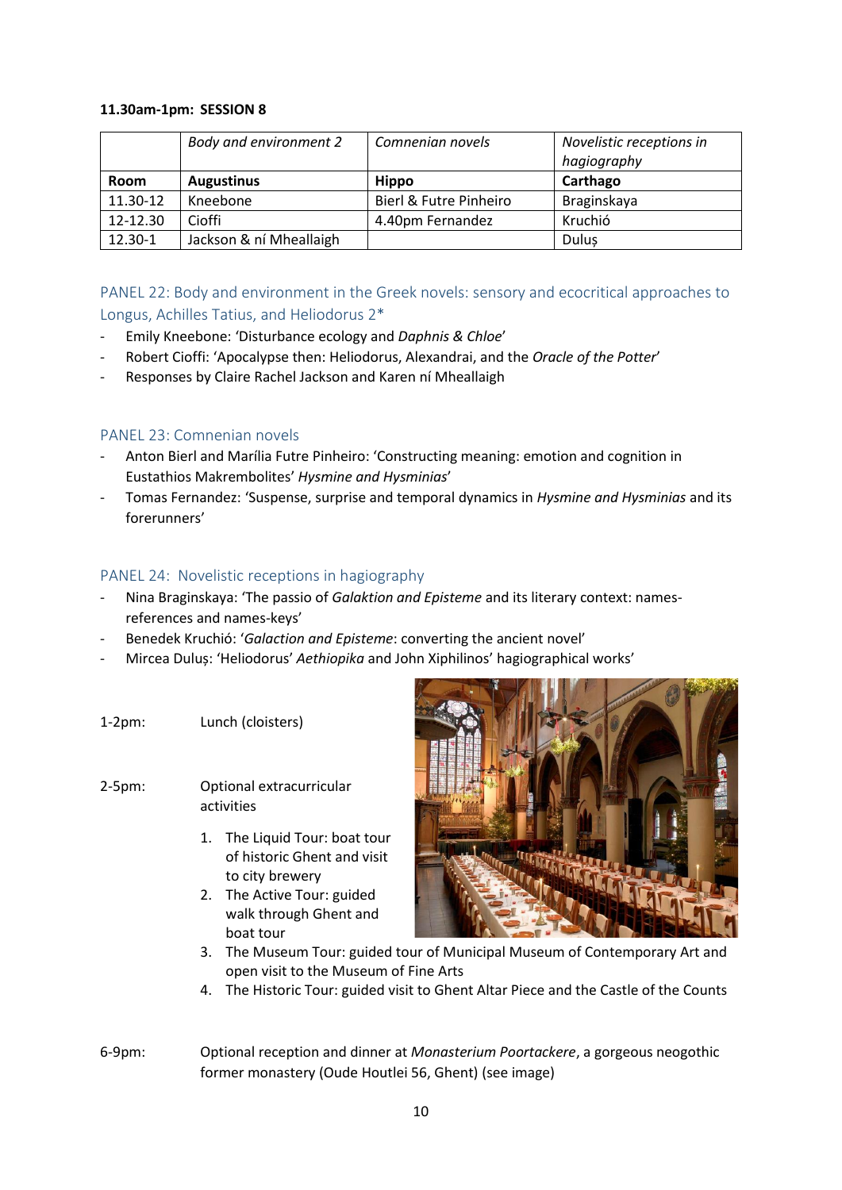**11.30am-1pm: SESSION 8**

| | *Body and environment 2* | *Comnenian novels* | *Novelistic receptions in hagiography* |
|---|---|---|---|
| **Room** | **Augustinus** | **Hippo** | **Carthago** |
| 11.30-12 | Kneebone | Bierl & Futre Pinheiro | Braginskaya |
| 12-12.30 | Cioffi | 4.40pm Fernandez | Kruchió |
| 12.30-1 | Jackson & ní Mheallaigh | | Duluș |

## PANEL 22: Body and environment in the Greek novels: sensory and ecocritical approaches to Longus, Achilles Tatius, and Heliodorus 2*

- Emily Kneebone: 'Disturbance ecology and *Daphnis & Chloe*'
- Robert Cioffi: 'Apocalypse then: Heliodorus, Alexandrai, and the *Oracle of the Potter*'
- Responses by Claire Rachel Jackson and Karen ní Mheallaigh

## PANEL 23: Comnenian novels

- Anton Bierl and Marília Futre Pinheiro: 'Constructing meaning: emotion and cognition in Eustathios Makrembolites' *Hysmine and Hysminias*'
- Tomas Fernandez: 'Suspense, surprise and temporal dynamics in *Hysmine and Hysminias* and its forerunners'

## PANEL 24: Novelistic receptions in hagiography

- Nina Braginskaya: 'The passio of *Galaktion and Episteme* and its literary context: names-references and names-keys'
- Benedek Kruchió: '*Galaction and Episteme*: converting the ancient novel'
- Mircea Duluș: 'Heliodorus' *Aethiopika* and John Xiphilinos' hagiographical works'

1-2pm: Lunch (cloisters)

2-5pm: Optional extracurricular activities

1. The Liquid Tour: boat tour of historic Ghent and visit to city brewery
2. The Active Tour: guided walk through Ghent and boat tour
3. The Museum Tour: guided tour of Municipal Museum of Contemporary Art and open visit to the Museum of Fine Arts
4. The Historic Tour: guided visit to Ghent Altar Piece and the Castle of the Counts

6-9pm: Optional reception and dinner at *Monasterium Poortackere*, a gorgeous neogothic former monastery (Oude Houtlei 56, Ghent) (see image)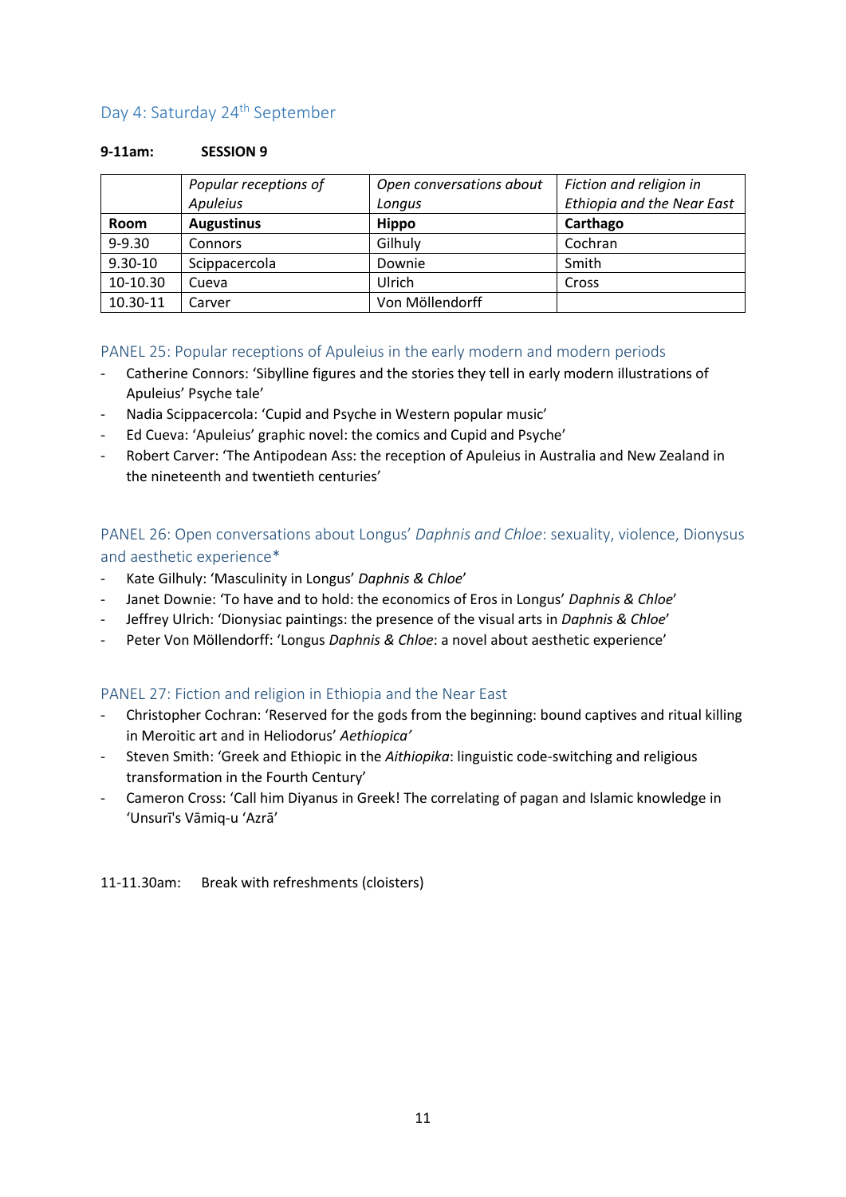## Day 4: Saturday 24th September

**9-11am:** **SESSION 9**

| | *Popular receptions of Apuleius* | *Open conversations about Longus* | *Fiction and religion in Ethiopia and the Near East* |
|---|---|---|---|
| **Room** | **Augustinus** | **Hippo** | **Carthago** |
| 9-9.30 | Connors | Gilhuly | Cochran |
| 9.30-10 | Scippacercola | Downie | Smith |
| 10-10.30 | Cueva | Ulrich | Cross |
| 10.30-11 | Carver | Von Möllendorff | |

### PANEL 25: Popular receptions of Apuleius in the early modern and modern periods

- Catherine Connors: 'Sibylline figures and the stories they tell in early modern illustrations of Apuleius' Psyche tale'
- Nadia Scippacercola: 'Cupid and Psyche in Western popular music'
- Ed Cueva: 'Apuleius' graphic novel: the comics and Cupid and Psyche'
- Robert Carver: 'The Antipodean Ass: the reception of Apuleius in Australia and New Zealand in the nineteenth and twentieth centuries'

### PANEL 26: Open conversations about Longus' *Daphnis and Chloe*: sexuality, violence, Dionysus and aesthetic experience*

- Kate Gilhuly: 'Masculinity in Longus' *Daphnis & Chloe*'
- Janet Downie: 'To have and to hold: the economics of Eros in Longus' *Daphnis & Chloe*'
- Jeffrey Ulrich: 'Dionysiac paintings: the presence of the visual arts in *Daphnis & Chloe*'
- Peter Von Möllendorff: 'Longus *Daphnis & Chloe*: a novel about aesthetic experience'

### PANEL 27: Fiction and religion in Ethiopia and the Near East

- Christopher Cochran: 'Reserved for the gods from the beginning: bound captives and ritual killing in Meroitic art and in Heliodorus' *Aethiopica'*
- Steven Smith: 'Greek and Ethiopic in the *Aithiopika*: linguistic code-switching and religious transformation in the Fourth Century'
- Cameron Cross: 'Call him Diyanus in Greek! The correlating of pagan and Islamic knowledge in 'Unsurī's Vāmiq-u 'Azrā'

11-11.30am: Break with refreshments (cloisters)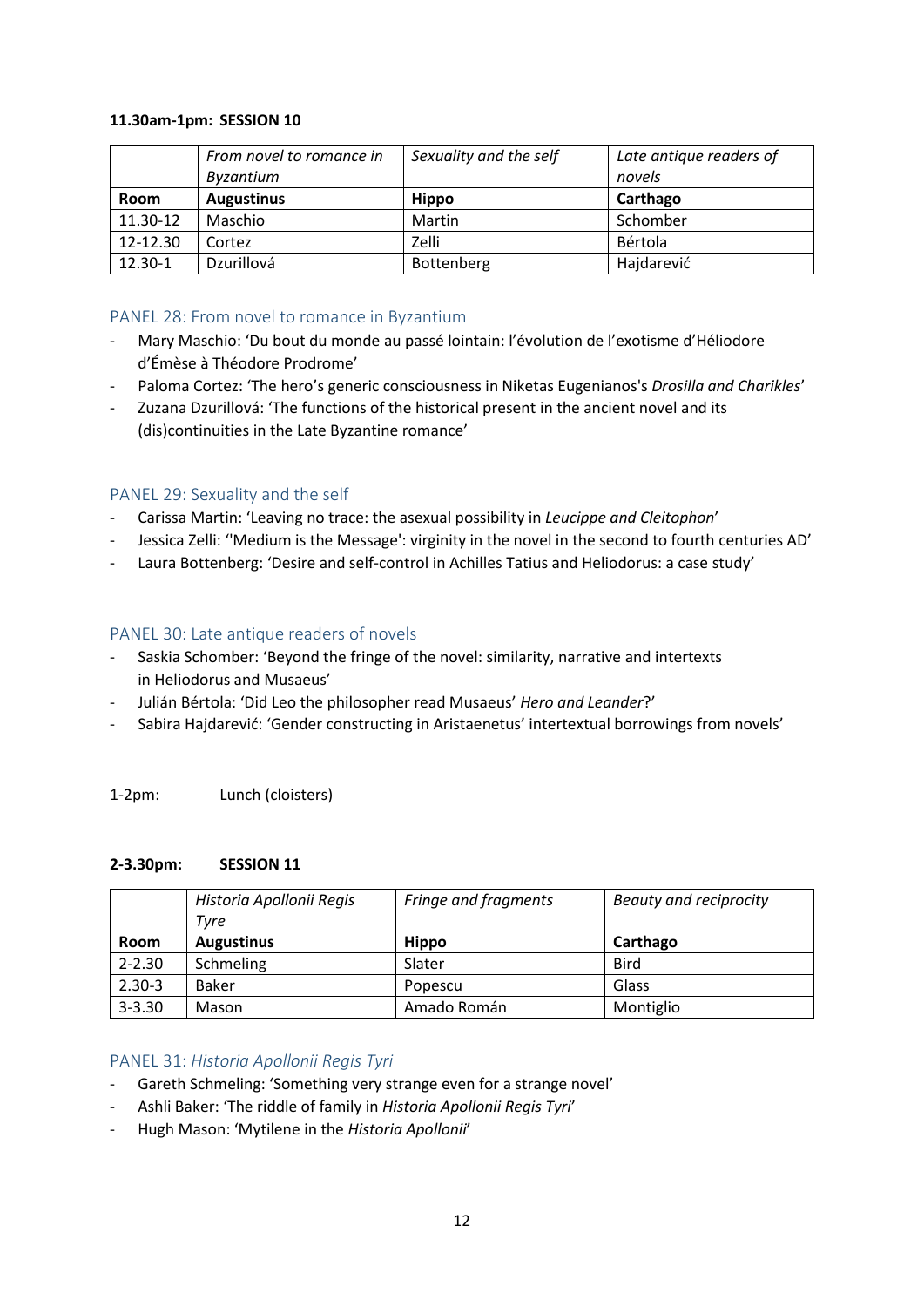**11.30am-1pm: SESSION 10**

| | *From novel to romance in Byzantium* | *Sexuality and the self* | *Late antique readers of novels* |
|---|---|---|---|
| **Room** | **Augustinus** | **Hippo** | **Carthago** |
| 11.30-12 | Maschio | Martin | Schomber |
| 12-12.30 | Cortez | Zelli | Bértola |
| 12.30-1 | Dzurillová | Bottenberg | Hajdarević |

## PANEL 28: From novel to romance in Byzantium

- Mary Maschio: 'Du bout du monde au passé lointain: l'évolution de l'exotisme d'Héliodore d'Émèse à Théodore Prodrome'
- Paloma Cortez: 'The hero's generic consciousness in Niketas Eugenianos's *Drosilla and Charikles*'
- Zuzana Dzurillová: 'The functions of the historical present in the ancient novel and its (dis)continuities in the Late Byzantine romance'

## PANEL 29: Sexuality and the self

- Carissa Martin: 'Leaving no trace: the asexual possibility in *Leucippe and Cleitophon*'
- Jessica Zelli: ''Medium is the Message': virginity in the novel in the second to fourth centuries AD'
- Laura Bottenberg: 'Desire and self-control in Achilles Tatius and Heliodorus: a case study'

## PANEL 30: Late antique readers of novels

- Saskia Schomber: 'Beyond the fringe of the novel: similarity, narrative and intertexts in Heliodorus and Musaeus'
- Julián Bértola: 'Did Leo the philosopher read Musaeus' *Hero and Leander*?'
- Sabira Hajdarević: 'Gender constructing in Aristaenetus' intertextual borrowings from novels'

1-2pm: Lunch (cloisters)

**2-3.30pm: SESSION 11**

| | *Historia Apollonii Regis Tyre* | *Fringe and fragments* | *Beauty and reciprocity* |
|---|---|---|---|
| **Room** | **Augustinus** | **Hippo** | **Carthago** |
| 2-2.30 | Schmeling | Slater | Bird |
| 2.30-3 | Baker | Popescu | Glass |
| 3-3.30 | Mason | Amado Román | Montiglio |

## PANEL 31: *Historia Apollonii Regis Tyri*

- Gareth Schmeling: 'Something very strange even for a strange novel'
- Ashli Baker: 'The riddle of family in *Historia Apollonii Regis Tyri*'
- Hugh Mason: 'Mytilene in the *Historia Apollonii*'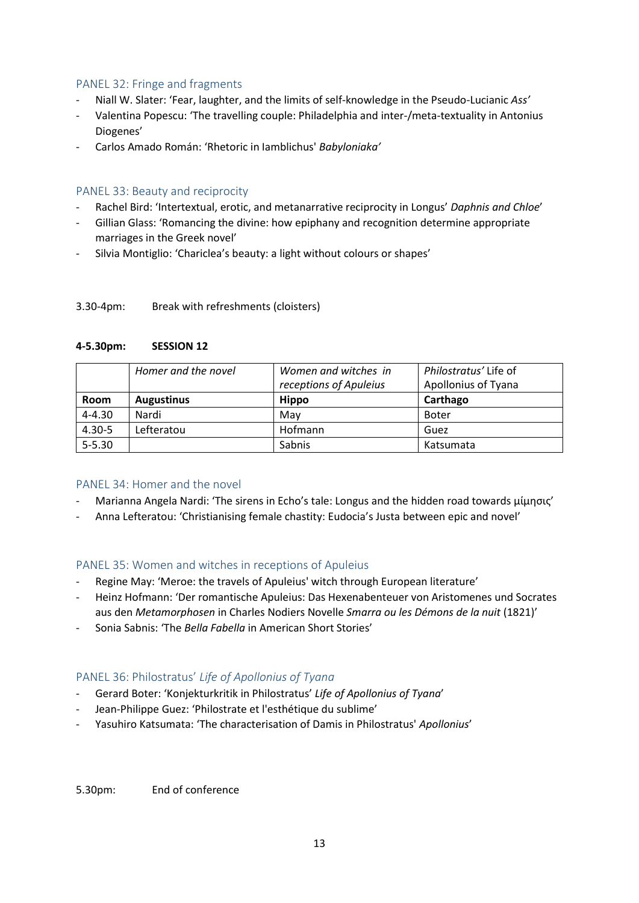## PANEL 32: Fringe and fragments

- Niall W. Slater: ‘Fear, laughter, and the limits of self-knowledge in the Pseudo-Lucianic *Ass*’
- Valentina Popescu: ‘The travelling couple: Philadelphia and inter-/meta-textuality in Antonius Diogenes’
- Carlos Amado Román: ‘Rhetoric in Iamblichus' *Babyloniaka’*

## PANEL 33: Beauty and reciprocity

- Rachel Bird: ‘Intertextual, erotic, and metanarrative reciprocity in Longus’ *Daphnis and Chloe*’
- Gillian Glass: ‘Romancing the divine: how epiphany and recognition determine appropriate marriages in the Greek novel’
- Silvia Montiglio: ‘Chariclea’s beauty: a light without colours or shapes’

3.30-4pm: Break with refreshments (cloisters)

**4-5.30pm: SESSION 12**

| | *Homer and the novel* | *Women and witches in receptions of Apuleius* | *Philostratus’* Life of Apollonius of Tyana |
|---|---|---|---|
| **Room** | **Augustinus** | **Hippo** | **Carthago** |
| 4-4.30 | Nardi | May | Boter |
| 4.30-5 | Lefteratou | Hofmann | Guez |
| 5-5.30 | | Sabnis | Katsumata |

## PANEL 34: Homer and the novel

- Marianna Angela Nardi: ‘The sirens in Echo’s tale: Longus and the hidden road towards μίμησις’
- Anna Lefteratou: ‘Christianising female chastity: Eudocia’s Justa between epic and novel’

## PANEL 35: Women and witches in receptions of Apuleius

- Regine May: ‘Meroe: the travels of Apuleius' witch through European literature’
- Heinz Hofmann: ‘Der romantische Apuleius: Das Hexenabenteuer von Aristomenes und Socrates aus den *Metamorphosen* in Charles Nodiers Novelle *Smarra ou les Démons de la nuit* (1821)’
- Sonia Sabnis: ‘The *Bella Fabella* in American Short Stories’

## PANEL 36: Philostratus’ *Life of Apollonius of Tyana*

- Gerard Boter: ‘Konjekturkritik in Philostratus’ *Life of Apollonius of Tyana*’
- Jean-Philippe Guez: ‘Philostrate et l'esthétique du sublime’
- Yasuhiro Katsumata: ‘The characterisation of Damis in Philostratus' *Apollonius*’

5.30pm: End of conference